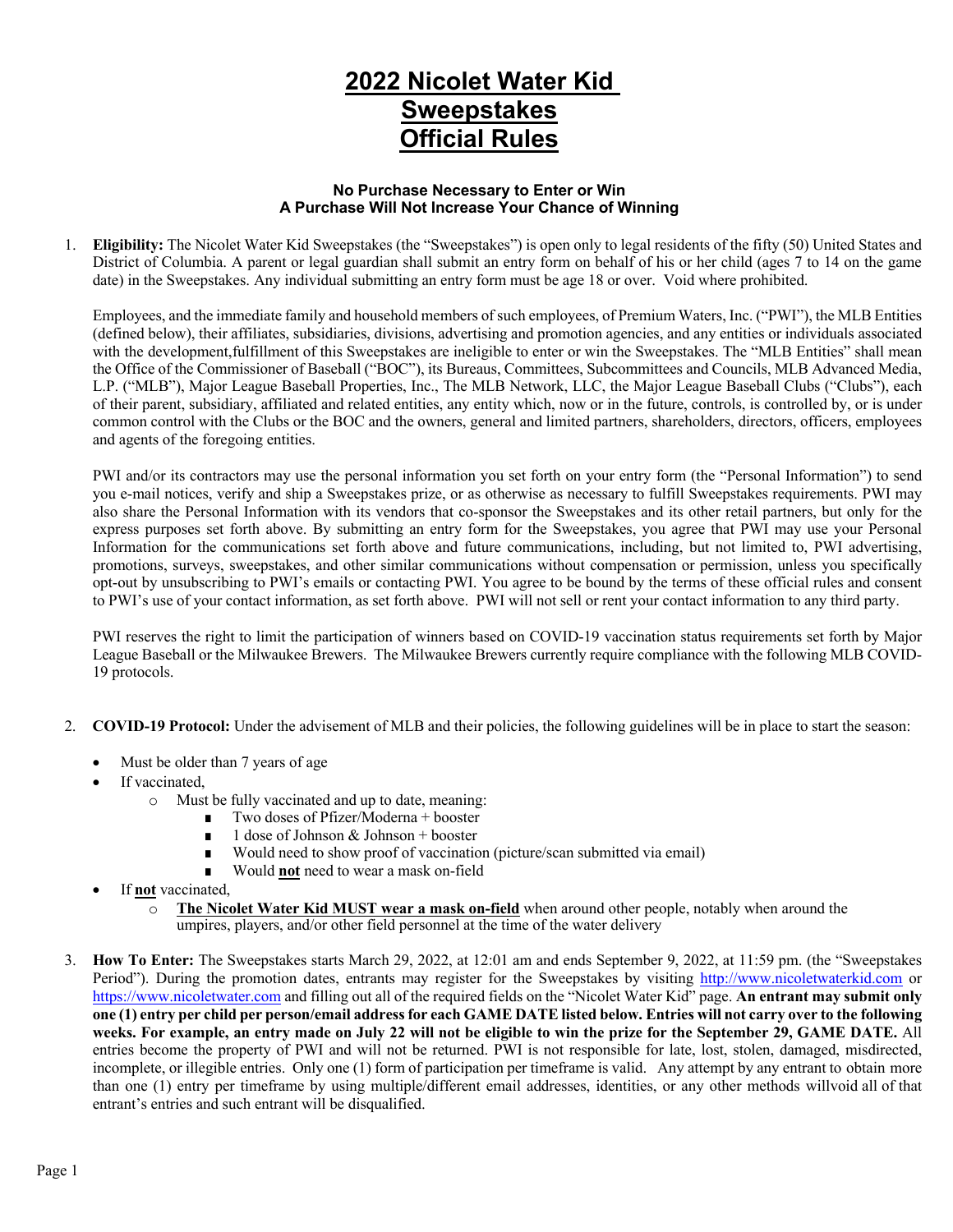# 2022 Nicolet Water Kid Sweepstakes Official Rules

**No Purchase Necessary to Enter or Win**
**A Purchase Will Not Increase Your Chance of Winning**

1. **Eligibility:** The Nicolet Water Kid Sweepstakes (the "Sweepstakes") is open only to legal residents of the fifty (50) United States and District of Columbia. A parent or legal guardian shall submit an entry form on behalf of his or her child (ages 7 to 14 on the game date) in the Sweepstakes. Any individual submitting an entry form must be age 18 or over. Void where prohibited.

   Employees, and the immediate family and household members of such employees, of Premium Waters, Inc. ("PWI"), the MLB Entities (defined below), their affiliates, subsidiaries, divisions, advertising and promotion agencies, and any entities or individuals associated with the development,fulfillment of this Sweepstakes are ineligible to enter or win the Sweepstakes. The "MLB Entities" shall mean the Office of the Commissioner of Baseball ("BOC"), its Bureaus, Committees, Subcommittees and Councils, MLB Advanced Media, L.P. ("MLB"), Major League Baseball Properties, Inc., The MLB Network, LLC, the Major League Baseball Clubs ("Clubs"), each of their parent, subsidiary, affiliated and related entities, any entity which, now or in the future, controls, is controlled by, or is under common control with the Clubs or the BOC and the owners, general and limited partners, shareholders, directors, officers, employees and agents of the foregoing entities.

   PWI and/or its contractors may use the personal information you set forth on your entry form (the "Personal Information") to send you e-mail notices, verify and ship a Sweepstakes prize, or as otherwise as necessary to fulfill Sweepstakes requirements. PWI may also share the Personal Information with its vendors that co-sponsor the Sweepstakes and its other retail partners, but only for the express purposes set forth above. By submitting an entry form for the Sweepstakes, you agree that PWI may use your Personal Information for the communications set forth above and future communications, including, but not limited to, PWI advertising, promotions, surveys, sweepstakes, and other similar communications without compensation or permission, unless you specifically opt-out by unsubscribing to PWI's emails or contacting PWI. You agree to be bound by the terms of these official rules and consent to PWI's use of your contact information, as set forth above. PWI will not sell or rent your contact information to any third party.

   PWI reserves the right to limit the participation of winners based on COVID-19 vaccination status requirements set forth by Major League Baseball or the Milwaukee Brewers. The Milwaukee Brewers currently require compliance with the following MLB COVID-19 protocols.

2. **COVID-19 Protocol:** Under the advisement of MLB and their policies, the following guidelines will be in place to start the season:

   - Must be older than 7 years of age
   - If vaccinated,
     - Must be fully vaccinated and up to date, meaning:
       - Two doses of Pfizer/Moderna + booster
       - 1 dose of Johnson & Johnson + booster
       - Would need to show proof of vaccination (picture/scan submitted via email)
       - Would **not** need to wear a mask on-field
   - If **not** vaccinated,
     - **The Nicolet Water Kid MUST wear a mask on-field** when around other people, notably when around the umpires, players, and/or other field personnel at the time of the water delivery

3. **How To Enter:** The Sweepstakes starts March 29, 2022, at 12:01 am and ends September 9, 2022, at 11:59 pm. (the "Sweepstakes Period"). During the promotion dates, entrants may register for the Sweepstakes by visiting http://www.nicoletwaterkid.com or https://www.nicoletwater.com and filling out all of the required fields on the "Nicolet Water Kid" page. **An entrant may submit only one (1) entry per child per person/email address for each GAME DATE listed below. Entries will not carry over to the following weeks. For example, an entry made on July 22 will not be eligible to win the prize for the September 29, GAME DATE.** All entries become the property of PWI and will not be returned. PWI is not responsible for late, lost, stolen, damaged, misdirected, incomplete, or illegible entries. Only one (1) form of participation per timeframe is valid. Any attempt by any entrant to obtain more than one (1) entry per timeframe by using multiple/different email addresses, identities, or any other methods willvoid all of that entrant's entries and such entrant will be disqualified.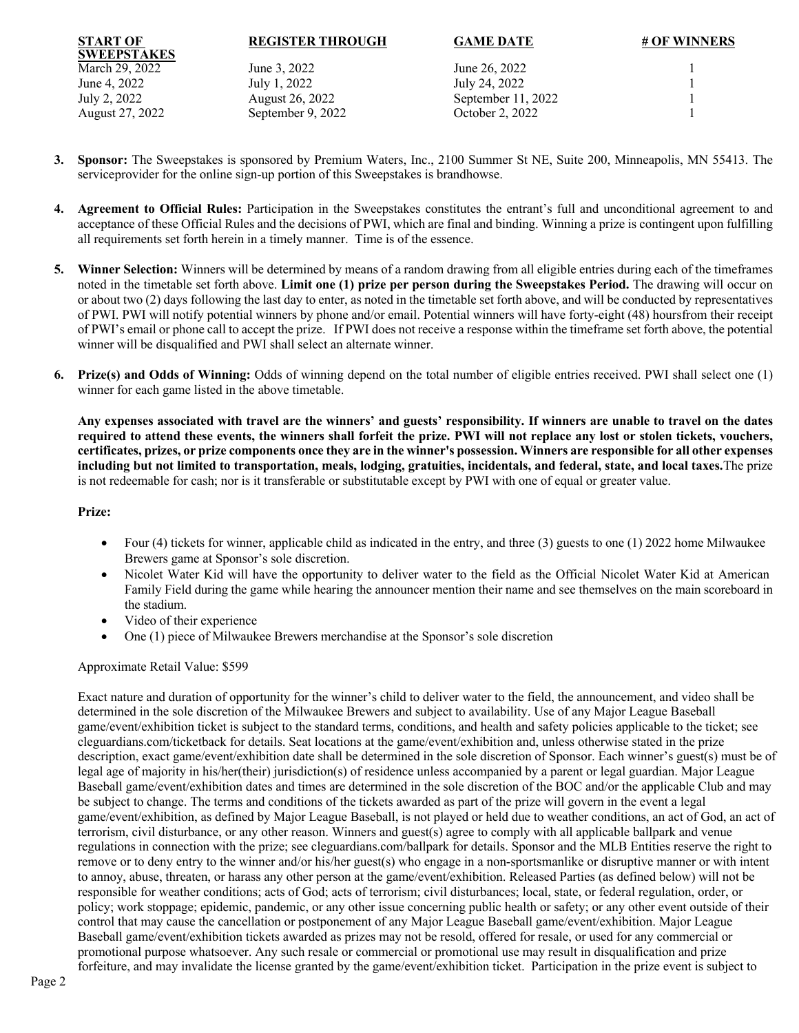| START OF SWEEPSTAKES | REGISTER THROUGH | GAME DATE | # OF WINNERS |
|---|---|---|---|
| March 29, 2022 | June 3, 2022 | June 26, 2022 | 1 |
| June 4, 2022 | July 1, 2022 | July 24, 2022 | 1 |
| July 2, 2022 | August 26, 2022 | September 11, 2022 | 1 |
| August 27, 2022 | September 9, 2022 | October 2, 2022 | 1 |

3. **Sponsor:** The Sweepstakes is sponsored by Premium Waters, Inc., 2100 Summer St NE, Suite 200, Minneapolis, MN 55413. The serviceprovider for the online sign-up portion of this Sweepstakes is brandhowse.

4. **Agreement to Official Rules:** Participation in the Sweepstakes constitutes the entrant's full and unconditional agreement to and acceptance of these Official Rules and the decisions of PWI, which are final and binding. Winning a prize is contingent upon fulfilling all requirements set forth herein in a timely manner. Time is of the essence.

5. **Winner Selection:** Winners will be determined by means of a random drawing from all eligible entries during each of the timeframes noted in the timetable set forth above. **Limit one (1) prize per person during the Sweepstakes Period.** The drawing will occur on or about two (2) days following the last day to enter, as noted in the timetable set forth above, and will be conducted by representatives of PWI. PWI will notify potential winners by phone and/or email. Potential winners will have forty-eight (48) hoursfrom their receipt of PWI's email or phone call to accept the prize. If PWI does not receive a response within the timeframe set forth above, the potential winner will be disqualified and PWI shall select an alternate winner.

6. **Prize(s) and Odds of Winning:** Odds of winning depend on the total number of eligible entries received. PWI shall select one (1) winner for each game listed in the above timetable.

   **Any expenses associated with travel are the winners' and guests' responsibility. If winners are unable to travel on the dates required to attend these events, the winners shall forfeit the prize. PWI will not replace any lost or stolen tickets, vouchers, certificates, prizes, or prize components once they are in the winner's possession. Winners are responsible for all other expenses including but not limited to transportation, meals, lodging, gratuities, incidentals, and federal, state, and local taxes.** The prize is not redeemable for cash; nor is it transferable or substitutable except by PWI with one of equal or greater value.

   **Prize:**

   - Four (4) tickets for winner, applicable child as indicated in the entry, and three (3) guests to one (1) 2022 home Milwaukee Brewers game at Sponsor's sole discretion.
   - Nicolet Water Kid will have the opportunity to deliver water to the field as the Official Nicolet Water Kid at American Family Field during the game while hearing the announcer mention their name and see themselves on the main scoreboard in the stadium.
   - Video of their experience
   - One (1) piece of Milwaukee Brewers merchandise at the Sponsor's sole discretion

   Approximate Retail Value: $599

   Exact nature and duration of opportunity for the winner's child to deliver water to the field, the announcement, and video shall be determined in the sole discretion of the Milwaukee Brewers and subject to availability. Use of any Major League Baseball game/event/exhibition ticket is subject to the standard terms, conditions, and health and safety policies applicable to the ticket; see cleguardians.com/ticketback for details. Seat locations at the game/event/exhibition and, unless otherwise stated in the prize description, exact game/event/exhibition date shall be determined in the sole discretion of Sponsor. Each winner's guest(s) must be of legal age of majority in his/her(their) jurisdiction(s) of residence unless accompanied by a parent or legal guardian. Major League Baseball game/event/exhibition dates and times are determined in the sole discretion of the BOC and/or the applicable Club and may be subject to change. The terms and conditions of the tickets awarded as part of the prize will govern in the event a legal game/event/exhibition, as defined by Major League Baseball, is not played or held due to weather conditions, an act of God, an act of terrorism, civil disturbance, or any other reason. Winners and guest(s) agree to comply with all applicable ballpark and venue regulations in connection with the prize; see cleguardians.com/ballpark for details. Sponsor and the MLB Entities reserve the right to remove or to deny entry to the winner and/or his/her guest(s) who engage in a non-sportsmanlike or disruptive manner or with intent to annoy, abuse, threaten, or harass any other person at the game/event/exhibition. Released Parties (as defined below) will not be responsible for weather conditions; acts of God; acts of terrorism; civil disturbances; local, state, or federal regulation, order, or policy; work stoppage; epidemic, pandemic, or any other issue concerning public health or safety; or any other event outside of their control that may cause the cancellation or postponement of any Major League Baseball game/event/exhibition. Major League Baseball game/event/exhibition tickets awarded as prizes may not be resold, offered for resale, or used for any commercial or promotional purpose whatsoever. Any such resale or commercial or promotional use may result in disqualification and prize forfeiture, and may invalidate the license granted by the game/event/exhibition ticket. Participation in the prize event is subject to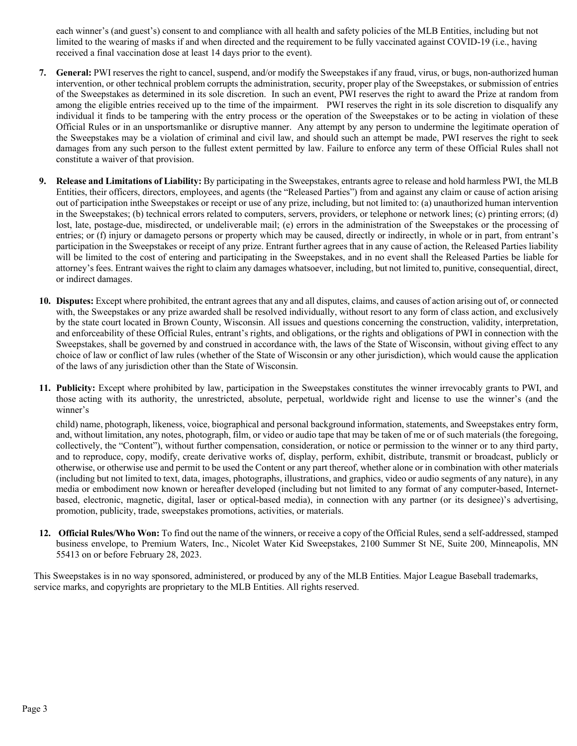each winner's (and guest's) consent to and compliance with all health and safety policies of the MLB Entities, including but not limited to the wearing of masks if and when directed and the requirement to be fully vaccinated against COVID-19 (i.e., having received a final vaccination dose at least 14 days prior to the event).

7. **General:** PWI reserves the right to cancel, suspend, and/or modify the Sweepstakes if any fraud, virus, or bugs, non-authorized human intervention, or other technical problem corrupts the administration, security, proper play of the Sweepstakes, or submission of entries of the Sweepstakes as determined in its sole discretion. In such an event, PWI reserves the right to award the Prize at random from among the eligible entries received up to the time of the impairment. PWI reserves the right in its sole discretion to disqualify any individual it finds to be tampering with the entry process or the operation of the Sweepstakes or to be acting in violation of these Official Rules or in an unsportsmanlike or disruptive manner. Any attempt by any person to undermine the legitimate operation of the Sweepstakes may be a violation of criminal and civil law, and should such an attempt be made, PWI reserves the right to seek damages from any such person to the fullest extent permitted by law. Failure to enforce any term of these Official Rules shall not constitute a waiver of that provision.

9. **Release and Limitations of Liability:** By participating in the Sweepstakes, entrants agree to release and hold harmless PWI, the MLB Entities, their officers, directors, employees, and agents (the "Released Parties") from and against any claim or cause of action arising out of participation inthe Sweepstakes or receipt or use of any prize, including, but not limited to: (a) unauthorized human intervention in the Sweepstakes; (b) technical errors related to computers, servers, providers, or telephone or network lines; (c) printing errors; (d) lost, late, postage-due, misdirected, or undeliverable mail; (e) errors in the administration of the Sweepstakes or the processing of entries; or (f) injury or damageto persons or property which may be caused, directly or indirectly, in whole or in part, from entrant's participation in the Sweepstakes or receipt of any prize. Entrant further agrees that in any cause of action, the Released Parties liability will be limited to the cost of entering and participating in the Sweepstakes, and in no event shall the Released Parties be liable for attorney's fees. Entrant waives the right to claim any damages whatsoever, including, but not limited to, punitive, consequential, direct, or indirect damages.

10. **Disputes:** Except where prohibited, the entrant agrees that any and all disputes, claims, and causes of action arising out of, or connected with, the Sweepstakes or any prize awarded shall be resolved individually, without resort to any form of class action, and exclusively by the state court located in Brown County, Wisconsin. All issues and questions concerning the construction, validity, interpretation, and enforceability of these Official Rules, entrant's rights, and obligations, or the rights and obligations of PWI in connection with the Sweepstakes, shall be governed by and construed in accordance with, the laws of the State of Wisconsin, without giving effect to any choice of law or conflict of law rules (whether of the State of Wisconsin or any other jurisdiction), which would cause the application of the laws of any jurisdiction other than the State of Wisconsin.

11. **Publicity:** Except where prohibited by law, participation in the Sweepstakes constitutes the winner irrevocably grants to PWI, and those acting with its authority, the unrestricted, absolute, perpetual, worldwide right and license to use the winner's (and the winner's child) name, photograph, likeness, voice, biographical and personal background information, statements, and Sweepstakes entry form, and, without limitation, any notes, photograph, film, or video or audio tape that may be taken of me or of such materials (the foregoing, collectively, the "Content"), without further compensation, consideration, or notice or permission to the winner or to any third party, and to reproduce, copy, modify, create derivative works of, display, perform, exhibit, distribute, transmit or broadcast, publicly or otherwise, or otherwise use and permit to be used the Content or any part thereof, whether alone or in combination with other materials (including but not limited to text, data, images, photographs, illustrations, and graphics, video or audio segments of any nature), in any media or embodiment now known or hereafter developed (including but not limited to any format of any computer-based, Internet-based, electronic, magnetic, digital, laser or optical-based media), in connection with any partner (or its designee)'s advertising, promotion, publicity, trade, sweepstakes promotions, activities, or materials.

12. **Official Rules/Who Won:** To find out the name of the winners, or receive a copy of the Official Rules, send a self-addressed, stamped business envelope, to Premium Waters, Inc., Nicolet Water Kid Sweepstakes, 2100 Summer St NE, Suite 200, Minneapolis, MN 55413 on or before February 28, 2023.

This Sweepstakes is in no way sponsored, administered, or produced by any of the MLB Entities. Major League Baseball trademarks, service marks, and copyrights are proprietary to the MLB Entities. All rights reserved.